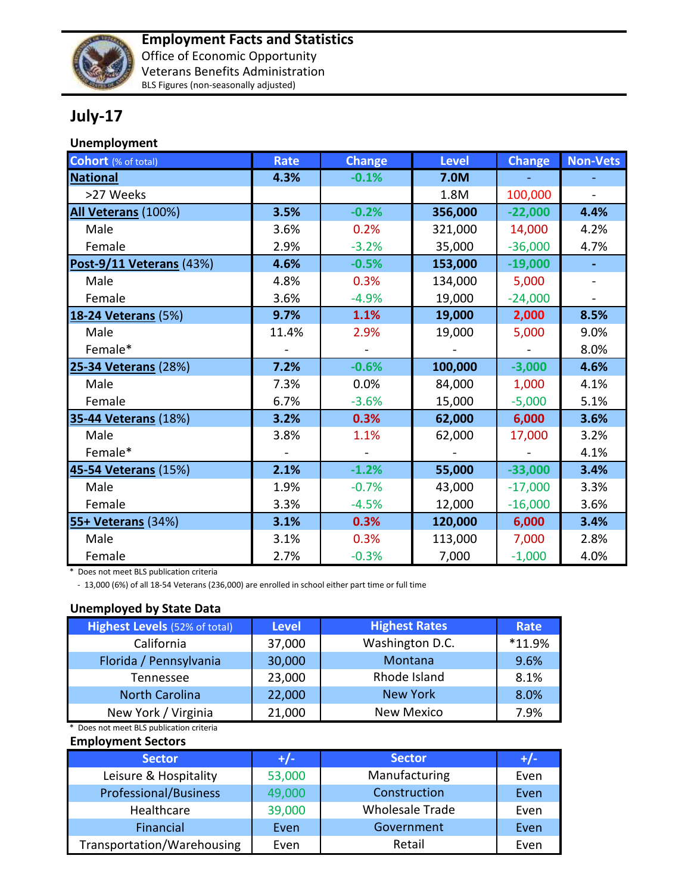**Employment Facts and Statistics**
Office of Economic Opportunity
Veterans Benefits Administration
BLS Figures (non-seasonally adjusted)

# July-17

## Unemployment

| Cohort (% of total) | Rate | Change | Level | Change | Non-Vets |
|---|---|---|---|---|---|
| **National** | **4.3%** | **-0.1%** | **7.0M** | - | - |
| >27 Weeks | | | 1.8M | 100,000 | - |
| **All Veterans** (100%) | **3.5%** | **-0.2%** | **356,000** | **-22,000** | **4.4%** |
| Male | 3.6% | 0.2% | 321,000 | 14,000 | 4.2% |
| Female | 2.9% | -3.2% | 35,000 | -36,000 | 4.7% |
| **Post-9/11 Veterans** (43%) | **4.6%** | **-0.5%** | **153,000** | **-19,000** | **-** |
| Male | 4.8% | 0.3% | 134,000 | 5,000 | - |
| Female | 3.6% | -4.9% | 19,000 | -24,000 | - |
| **18-24 Veterans** (5%) | **9.7%** | **1.1%** | **19,000** | **2,000** | **8.5%** |
| Male | 11.4% | 2.9% | 19,000 | 5,000 | 9.0% |
| Female* | - | - | - | - | 8.0% |
| **25-34 Veterans** (28%) | **7.2%** | **-0.6%** | **100,000** | **-3,000** | **4.6%** |
| Male | 7.3% | 0.0% | 84,000 | 1,000 | 4.1% |
| Female | 6.7% | -3.6% | 15,000 | -5,000 | 5.1% |
| **35-44 Veterans** (18%) | **3.2%** | **0.3%** | **62,000** | **6,000** | **3.6%** |
| Male | 3.8% | 1.1% | 62,000 | 17,000 | 3.2% |
| Female* | - | - | - | - | 4.1% |
| **45-54 Veterans** (15%) | **2.1%** | **-1.2%** | **55,000** | **-33,000** | **3.4%** |
| Male | 1.9% | -0.7% | 43,000 | -17,000 | 3.3% |
| Female | 3.3% | -4.5% | 12,000 | -16,000 | 3.6% |
| **55+ Veterans** (34%) | **3.1%** | **0.3%** | **120,000** | **6,000** | **3.4%** |
| Male | 3.1% | 0.3% | 113,000 | 7,000 | 2.8% |
| Female | 2.7% | -0.3% | 7,000 | -1,000 | 4.0% |

\* Does not meet BLS publication criteria

- 13,000 (6%) of all 18-54 Veterans (236,000) are enrolled in school either part time or full time

## Unemployed by State Data

| Highest Levels (52% of total) | Level | Highest Rates | Rate |
|---|---|---|---|
| California | 37,000 | Washington D.C. | *11.9% |
| Florida / Pennsylvania | 30,000 | Montana | 9.6% |
| Tennessee | 23,000 | Rhode Island | 8.1% |
| North Carolina | 22,000 | New York | 8.0% |
| New York / Virginia | 21,000 | New Mexico | 7.9% |

\* Does not meet BLS publication criteria

## Employment Sectors

| Sector | +/- | Sector | +/- |
|---|---|---|---|
| Leisure & Hospitality | 53,000 | Manufacturing | Even |
| Professional/Business | 49,000 | Construction | Even |
| Healthcare | 39,000 | Wholesale Trade | Even |
| Financial | Even | Government | Even |
| Transportation/Warehousing | Even | Retail | Even |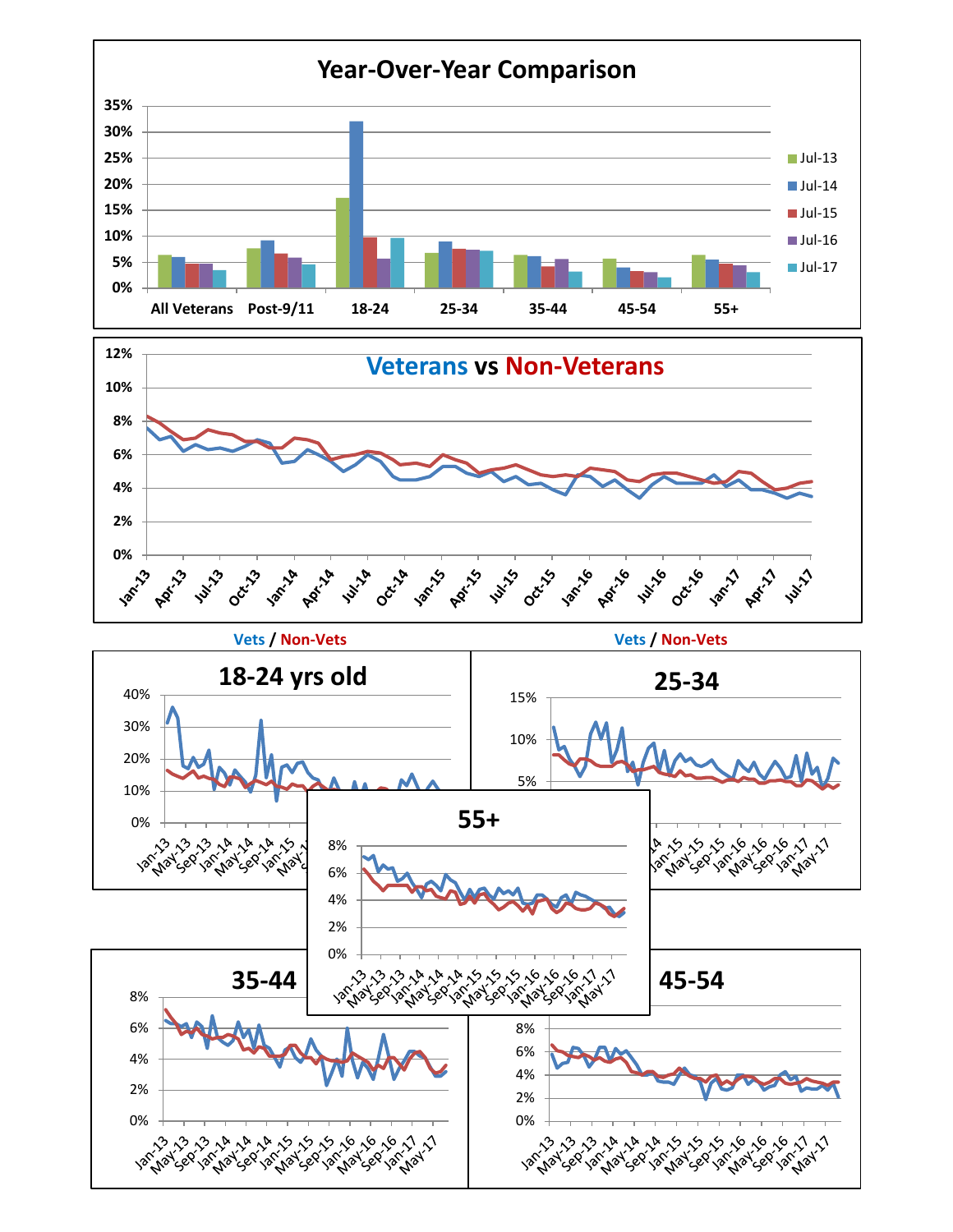## Year-Over-Year Comparison

35%
30%
25%
20%
15%
10%
5%
0%

All Veterans | Post-9/11 | 18-24 | 25-34 | 35-44 | 45-54 | 55+

Jul-13
Jul-14
Jul-15
Jul-16
Jul-17

## Veterans vs Non-Veterans

12%
10%
8%
6%
4%
2%
0%

Jan-13, Apr-13, Jul-13, Oct-13, Jan-14, Apr-14, Jul-14, Oct-14, Jan-15, Apr-15, Jul-15, Oct-15, Jan-16, Apr-16, Jul-16, Oct-16, Jan-17, Apr-17, Jul-17

Vets / Non-Vets

### 18-24 yrs old

40%
30%
20%
10%
0%

Jan-13, May-13, Sep-13, Jan-14, May-14, Sep-14, Jan-15, May-1

Vets / Non-Vets

### 25-34

15%
10%
5%

Jan-15, May-15, Sep-15, Jan-16, May-16, Sep-16, Jan-17, May-17

### 55+

8%
6%
4%
2%
0%

Jan-13, May-13, Sep-13, Jan-14, May-14, Sep-14, Jan-15, May-15, Sep-15, Jan-16, May-16, Sep-16, Jan-17, May-17

### 35-44

8%
6%
4%
2%
0%

Jan-13, May-13, Sep-13, Jan-14, May-14, Sep-14, Jan-15, May-15, Sep-15, Jan-16, May-16, Sep-16, Jan-17, May-17

### 45-54

8%
6%
4%
2%
0%

Jan-13, May-13, Sep-13, Jan-14, May-14, Sep-14, Jan-15, May-15, Sep-15, Jan-16, May-16, Sep-16, Jan-17, May-17